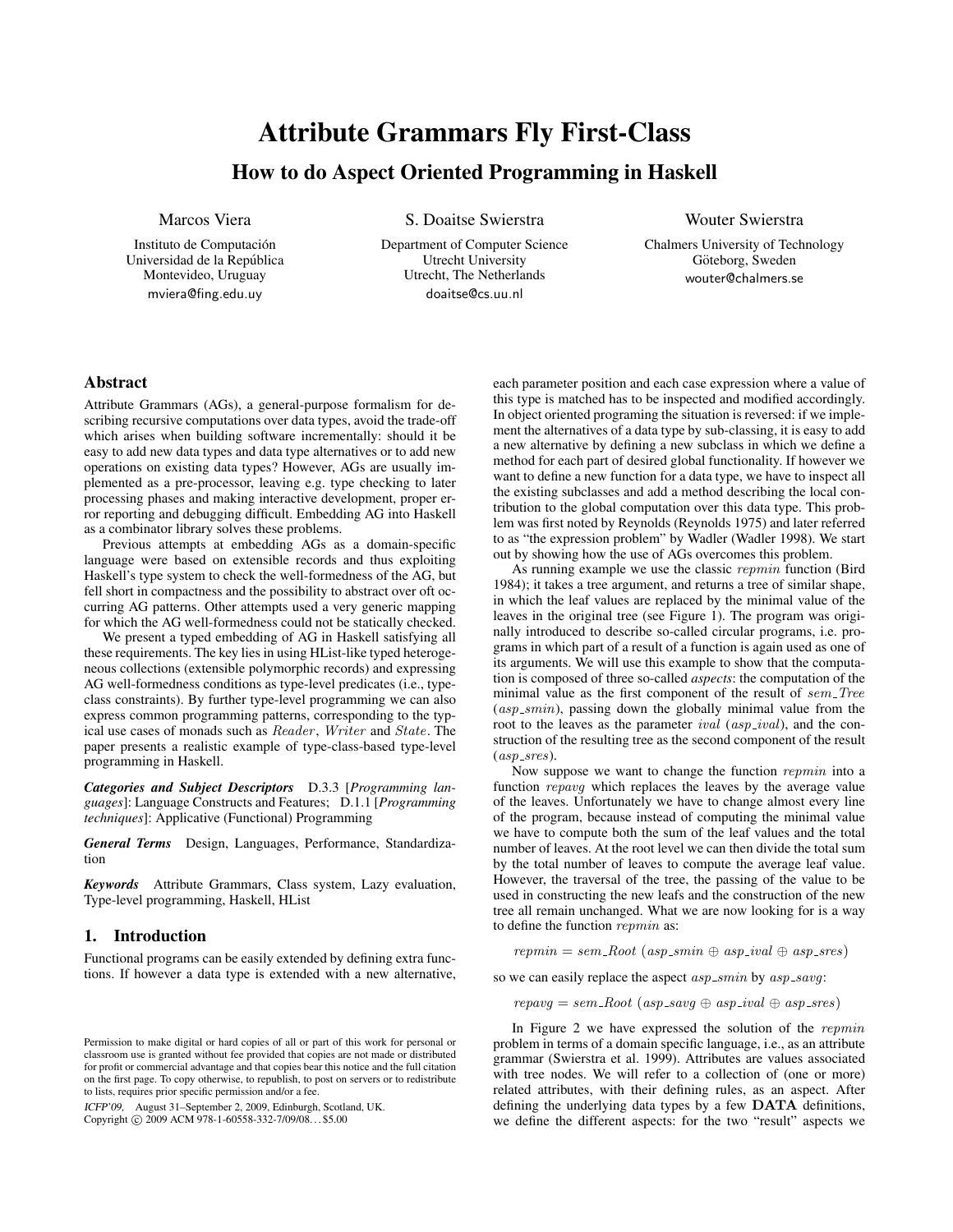# Attribute Grammars Fly First-Class

## How to do Aspect Oriented Programming in Haskell

Marcos Viera
Instituto de Computación
Universidad de la República
Montevideo, Uruguay
mviera@fing.edu.uy

S. Doaitse Swierstra
Department of Computer Science
Utrecht University
Utrecht, The Netherlands
doaitse@cs.uu.nl

Wouter Swierstra
Chalmers University of Technology
Göteborg, Sweden
wouter@chalmers.se

## Abstract

Attribute Grammars (AGs), a general-purpose formalism for describing recursive computations over data types, avoid the trade-off which arises when building software incrementally: should it be easy to add new data types and data type alternatives or to add new operations on existing data types? However, AGs are usually implemented as a pre-processor, leaving e.g. type checking to later processing phases and making interactive development, proper error reporting and debugging difficult. Embedding AG into Haskell as a combinator library solves these problems.

Previous attempts at embedding AGs as a domain-specific language were based on extensible records and thus exploiting Haskell's type system to check the well-formedness of the AG, but fell short in compactness and the possibility to abstract over oft occurring AG patterns. Other attempts used a very generic mapping for which the AG well-formedness could not be statically checked.

We present a typed embedding of AG in Haskell satisfying all these requirements. The key lies in using HList-like typed heterogeneous collections (extensible polymorphic records) and expressing AG well-formedness conditions as type-level predicates (i.e., type-class constraints). By further type-level programming we can also express common programming patterns, corresponding to the typical use cases of monads such as *Reader*, *Writer* and *State*. The paper presents a realistic example of type-class-based type-level programming in Haskell.

***Categories and Subject Descriptors*** D.3.3 [*Programming languages*]: Language Constructs and Features; D.1.1 [*Programming techniques*]: Applicative (Functional) Programming

***General Terms*** Design, Languages, Performance, Standardization

***Keywords*** Attribute Grammars, Class system, Lazy evaluation, Type-level programming, Haskell, HList

## 1. Introduction

Functional programs can be easily extended by defining extra functions. If however a data type is extended with a new alternative, each parameter position and each case expression where a value of this type is matched has to be inspected and modified accordingly. In object oriented programing the situation is reversed: if we implement the alternatives of a data type by sub-classing, it is easy to add a new alternative by defining a new subclass in which we define a method for each part of desired global functionality. If however we want to define a new function for a data type, we have to inspect all the existing subclasses and add a method describing the local contribution to the global computation over this data type. This problem was first noted by Reynolds (Reynolds 1975) and later referred to as "the expression problem" by Wadler (Wadler 1998). We start out by showing how the use of AGs overcomes this problem.

As running example we use the classic *repmin* function (Bird 1984); it takes a tree argument, and returns a tree of similar shape, in which the leaf values are replaced by the minimal value of the leaves in the original tree (see Figure 1). The program was originally introduced to describe so-called circular programs, i.e. programs in which part of a result of a function is again used as one of its arguments. We will use this example to show that the computation is composed of three so-called *aspects*: the computation of the minimal value as the first component of the result of *sem_Tree* (*asp_smin*), passing down the globally minimal value from the root to the leaves as the parameter *ival* (*asp_ival*), and the construction of the resulting tree as the second component of the result (*asp_sres*).

Now suppose we want to change the function *repmin* into a function *repavg* which replaces the leaves by the average value of the leaves. Unfortunately we have to change almost every line of the program, because instead of computing the minimal value we have to compute both the sum of the leaf values and the total number of leaves. At the root level we can then divide the total sum by the total number of leaves to compute the average leaf value. However, the traversal of the tree, the passing of the value to be used in constructing the new leafs and the construction of the new tree all remain unchanged. What we are now looking for is a way to define the function *repmin* as:

$$repmin = sem\_Root\ (asp\_smin \oplus asp\_ival \oplus asp\_sres)$$

so we can easily replace the aspect *asp_smin* by *asp_savg*:

$$repavg = sem\_Root\ (asp\_savg \oplus asp\_ival \oplus asp\_sres)$$

In Figure 2 we have expressed the solution of the *repmin* problem in terms of a domain specific language, i.e., as an attribute grammar (Swierstra et al. 1999). Attributes are values associated with tree nodes. We will refer to a collection of (one or more) related attributes, with their defining rules, as an aspect. After defining the underlying data types by a few **DATA** definitions, we define the different aspects: for the two "result" aspects we

Permission to make digital or hard copies of all or part of this work for personal or classroom use is granted without fee provided that copies are not made or distributed for profit or commercial advantage and that copies bear this notice and the full citation on the first page. To copy otherwise, to republish, to post on servers or to redistribute to lists, requires prior specific permission and/or a fee.

*ICFP'09,* August 31–September 2, 2009, Edinburgh, Scotland, UK.
Copyright © 2009 ACM 978-1-60558-332-7/09/08...$5.00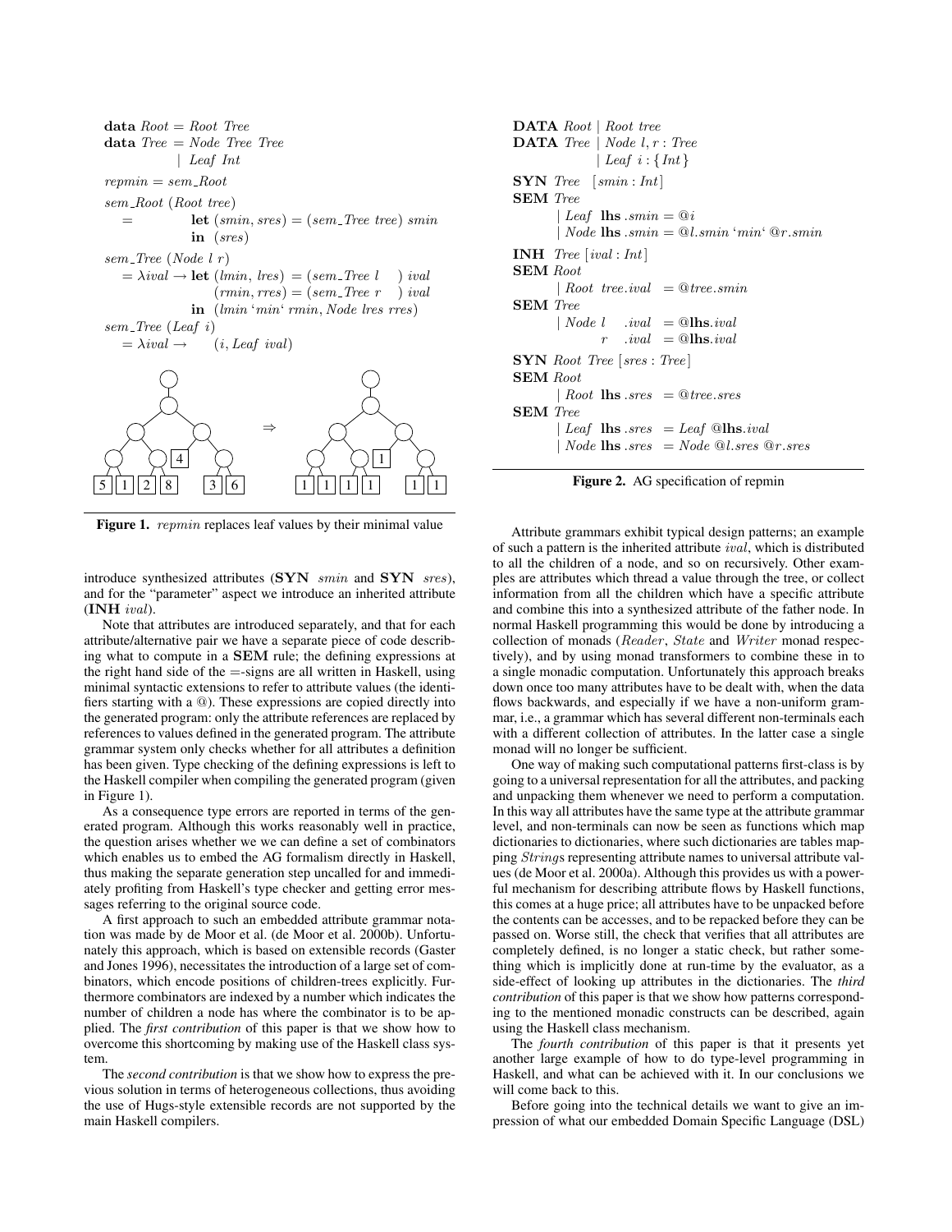```
data Root = Root Tree
data Tree = Node Tree Tree
          | Leaf Int

repmin = sem_Root

sem_Root (Root tree)
  =        let (smin, sres) = (sem_Tree tree) smin
           in  (sres)

sem_Tree (Node l r)
  = λival → let (lmin, lres) = (sem_Tree l   ) ival
                (rmin, rres) = (sem_Tree r   ) ival
            in  (lmin `min` rmin, Node lres rres)
sem_Tree (Leaf i)
  = λival →     (i, Leaf ival)
```

Figure 1. *repmin* replaces leaf values by their minimal value

```
DATA Root | Root tree
DATA Tree | Node l, r : Tree
          | Leaf i : {Int}
SYN Tree  [smin : Int]
SEM Tree
       | Leaf lhs .smin = @i
       | Node lhs .smin = @l.smin `min` @r.smin
INH Tree [ival : Int]
SEM Root
       | Root tree.ival  = @tree.smin
SEM Tree
       | Node l   .ival  = @lhs.ival
              r   .ival  = @lhs.ival
SYN Root Tree [sres : Tree]
SEM Root
       | Root lhs .sres  = @tree.sres
SEM Tree
       | Leaf lhs .sres  = Leaf @lhs.ival
       | Node lhs .sres  = Node @l.sres @r.sres
```

Figure 2. AG specification of repmin

introduce synthesized attributes (**SYN** *smin* and **SYN** *sres*), and for the "parameter" aspect we introduce an inherited attribute (**INH** *ival*).

Note that attributes are introduced separately, and that for each attribute/alternative pair we have a separate piece of code describing what to compute in a **SEM** rule; the defining expressions at the right hand side of the =-signs are all written in Haskell, using minimal syntactic extensions to refer to attribute values (the identifiers starting with a @). These expressions are copied directly into the generated program: only the attribute references are replaced by references to values defined in the generated program. The attribute grammar system only checks whether for all attributes a definition has been given. Type checking of the defining expressions is left to the Haskell compiler when compiling the generated program (given in Figure 1).

As a consequence type errors are reported in terms of the generated program. Although this works reasonably well in practice, the question arises whether we we can define a set of combinators which enables us to embed the AG formalism directly in Haskell, thus making the separate generation step uncalled for and immediately profiting from Haskell's type checker and getting error messages referring to the original source code.

A first approach to such an embedded attribute grammar notation was made by de Moor et al. (de Moor et al. 2000b). Unfortunately this approach, which is based on extensible records (Gaster and Jones 1996), necessitates the introduction of a large set of combinators, which encode positions of children-trees explicitly. Furthermore combinators are indexed by a number which indicates the number of children a node has where the combinator is to be applied. The *first contribution* of this paper is that we show how to overcome this shortcoming by making use of the Haskell class system.

The *second contribution* is that we show how to express the previous solution in terms of heterogeneous collections, thus avoiding the use of Hugs-style extensible records are not supported by the main Haskell compilers.

Attribute grammars exhibit typical design patterns; an example of such a pattern is the inherited attribute *ival*, which is distributed to all the children of a node, and so on recursively. Other examples are attributes which thread a value through the tree, or collect information from all the children which have a specific attribute and combine this into a synthesized attribute of the father node. In normal Haskell programming this would be done by introducing a collection of monads (*Reader*, *State* and *Writer* monad respectively), and by using monad transformers to combine these in to a single monadic computation. Unfortunately this approach breaks down once too many attributes have to be dealt with, when the data flows backwards, and especially if we have a non-uniform grammar, i.e., a grammar which has several different non-terminals each with a different collection of attributes. In the latter case a single monad will no longer be sufficient.

One way of making such computational patterns first-class is by going to a universal representation for all the attributes, and packing and unpacking them whenever we need to perform a computation. In this way all attributes have the same type at the attribute grammar level, and non-terminals can now be seen as functions which map dictionaries to dictionaries, where such dictionaries are tables mapping *String*s representing attribute names to universal attribute values (de Moor et al. 2000a). Although this provides us with a powerful mechanism for describing attribute flows by Haskell functions, this comes at a huge price; all attributes have to be unpacked before the contents can be accesses, and to be repacked before they can be passed on. Worse still, the check that verifies that all attributes are completely defined, is no longer a static check, but rather something which is implicitly done at run-time by the evaluator, as a side-effect of looking up attributes in the dictionaries. The *third contribution* of this paper is that we show how patterns corresponding to the mentioned monadic constructs can be described, again using the Haskell class mechanism.

The *fourth contribution* of this paper is that it presents yet another large example of how to do type-level programming in Haskell, and what can be achieved with it. In our conclusions we will come back to this.

Before going into the technical details we want to give an impression of what our embedded Domain Specific Language (DSL)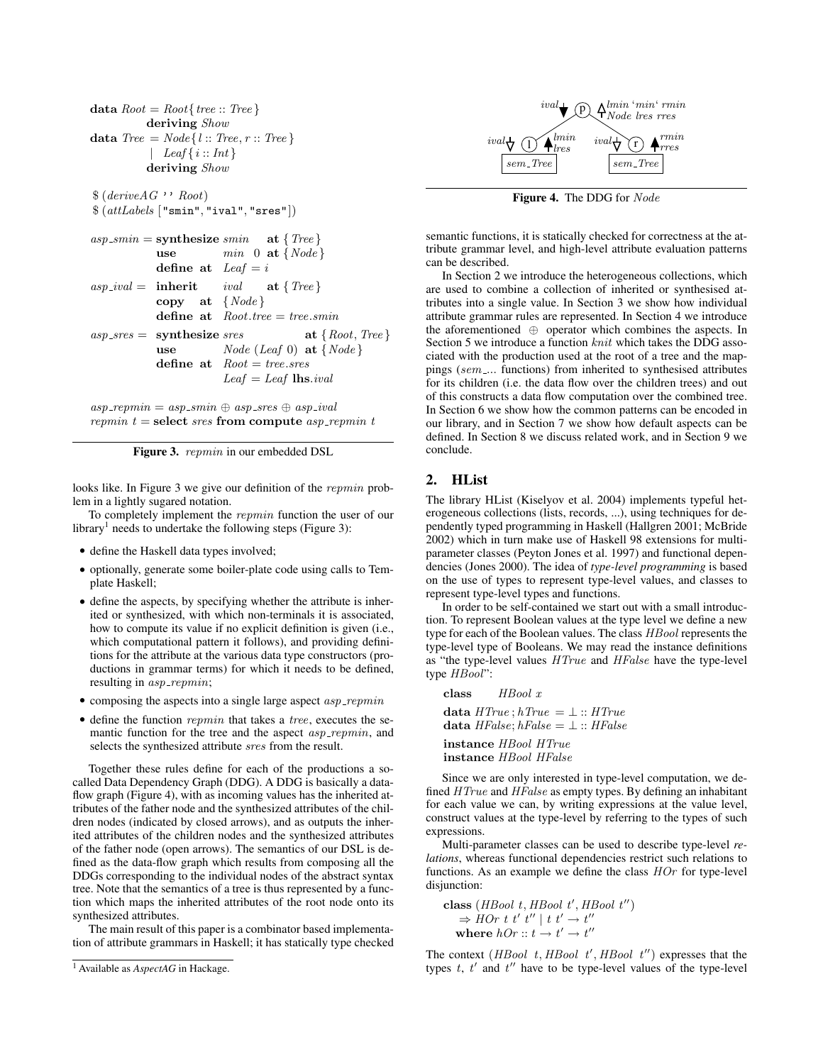```
data Root = Root{ tree :: Tree }
          deriving Show
data Tree = Node{ l :: Tree, r :: Tree }
          | Leaf{ i :: Int }
          deriving Show

$ (deriveAG '' Root)
$ (attLabels ["smin", "ival", "sres"])

asp_smin = synthesize smin   at { Tree }
           use        min 0  at { Node }
           define at  Leaf = i
asp_ival = inherit    ival   at { Tree }
           copy   at  { Node }
           define at  Root.tree = tree.smin
asp_sres = synthesize sres           at { Root, Tree }
           use        Node (Leaf 0)  at { Node }
           define at  Root = tree.sres
                      Leaf = Leaf lhs.ival

asp_repmin = asp_smin ⊕ asp_sres ⊕ asp_ival
repmin t = select sres from compute asp_repmin t
```

**Figure 3.** *repmin* in our embedded DSL

looks like. In Figure 3 we give our definition of the *repmin* problem in a lightly sugared notation.

To completely implement the *repmin* function the user of our library[1] needs to undertake the following steps (Figure 3):

- define the Haskell data types involved;
- optionally, generate some boiler-plate code using calls to Template Haskell;
- define the aspects, by specifying whether the attribute is inherited or synthesized, with which non-terminals it is associated, how to compute its value if no explicit definition is given (i.e., which computational pattern it follows), and providing definitions for the attribute at the various data type constructors (productions in grammar terms) for which it needs to be defined, resulting in *asp_repmin*;
- composing the aspects into a single large aspect *asp_repmin*
- define the function *repmin* that takes a *tree*, executes the semantic function for the tree and the aspect *asp_repmin*, and selects the synthesized attribute *sres* from the result.

Together these rules define for each of the productions a so-called Data Dependency Graph (DDG). A DDG is basically a data-flow graph (Figure 4), with as incoming values has the inherited attributes of the father node and the synthesized attributes of the children nodes (indicated by closed arrows), and as outputs the inherited attributes of the children nodes and the synthesized attributes of the father node (open arrows). The semantics of our DSL is defined as the data-flow graph which results from composing all the DDGs corresponding to the individual nodes of the abstract syntax tree. Note that the semantics of a tree is thus represented by a function which maps the inherited attributes of the root node onto its synthesized attributes.

The main result of this paper is a combinator based implementation of attribute grammars in Haskell; it has statically type checked

[1] Available as *AspectAG* in Hackage.

**Figure 4.** The DDG for *Node*

semantic functions, it is statically checked for correctness at the attribute grammar level, and high-level attribute evaluation patterns can be described.

In Section 2 we introduce the heterogeneous collections, which are used to combine a collection of inherited or synthesised attributes into a single value. In Section 3 we show how individual attribute grammar rules are represented. In Section 4 we introduce the aforementioned $\oplus$ operator which combines the aspects. In Section 5 we introduce a function *knit* which takes the DDG associated with the production used at the root of a tree and the mappings (*sem_...* functions) from inherited to synthesised attributes for its children (i.e. the data flow over the children trees) and out of this constructs a data flow computation over the combined tree. In Section 6 we show how the common patterns can be encoded in our library, and in Section 7 we show how default aspects can be defined. In Section 8 we discuss related work, and in Section 9 we conclude.

## 2. HList

The library HList (Kiselyov et al. 2004) implements typeful heterogeneous collections (lists, records, ...), using techniques for dependently typed programming in Haskell (Hallgren 2001; McBride 2002) which in turn make use of Haskell 98 extensions for multi-parameter classes (Peyton Jones et al. 1997) and functional dependencies (Jones 2000). The idea of *type-level programming* is based on the use of types to represent type-level values, and classes to represent type-level types and functions.

In order to be self-contained we start out with a small introduction. To represent Boolean values at the type level we define a new type for each of the Boolean values. The class *HBool* represents the type-level type of Booleans. We may read the instance definitions as "the type-level values *HTrue* and *HFalse* have the type-level type *HBool*":

```
class     HBool x
data HTrue ; hTrue  = ⊥ :: HTrue
data HFalse; hFalse = ⊥ :: HFalse
instance HBool HTrue
instance HBool HFalse
```

Since we are only interested in type-level computation, we defined *HTrue* and *HFalse* as empty types. By defining an inhabitant for each value we can, by writing expressions at the value level, construct values at the type-level by referring to the types of such expressions.

Multi-parameter classes can be used to describe type-level *relations*, whereas functional dependencies restrict such relations to functions. As an example we define the class *HOr* for type-level disjunction:

```
class (HBool t, HBool t', HBool t'')
   ⇒ HOr t t' t'' | t t' → t''
  where hOr :: t → t' → t''
```

The context $(HBool\ t, HBool\ t', HBool\ t'')$ expresses that the types $t$, $t'$ and $t''$ have to be type-level values of the type-level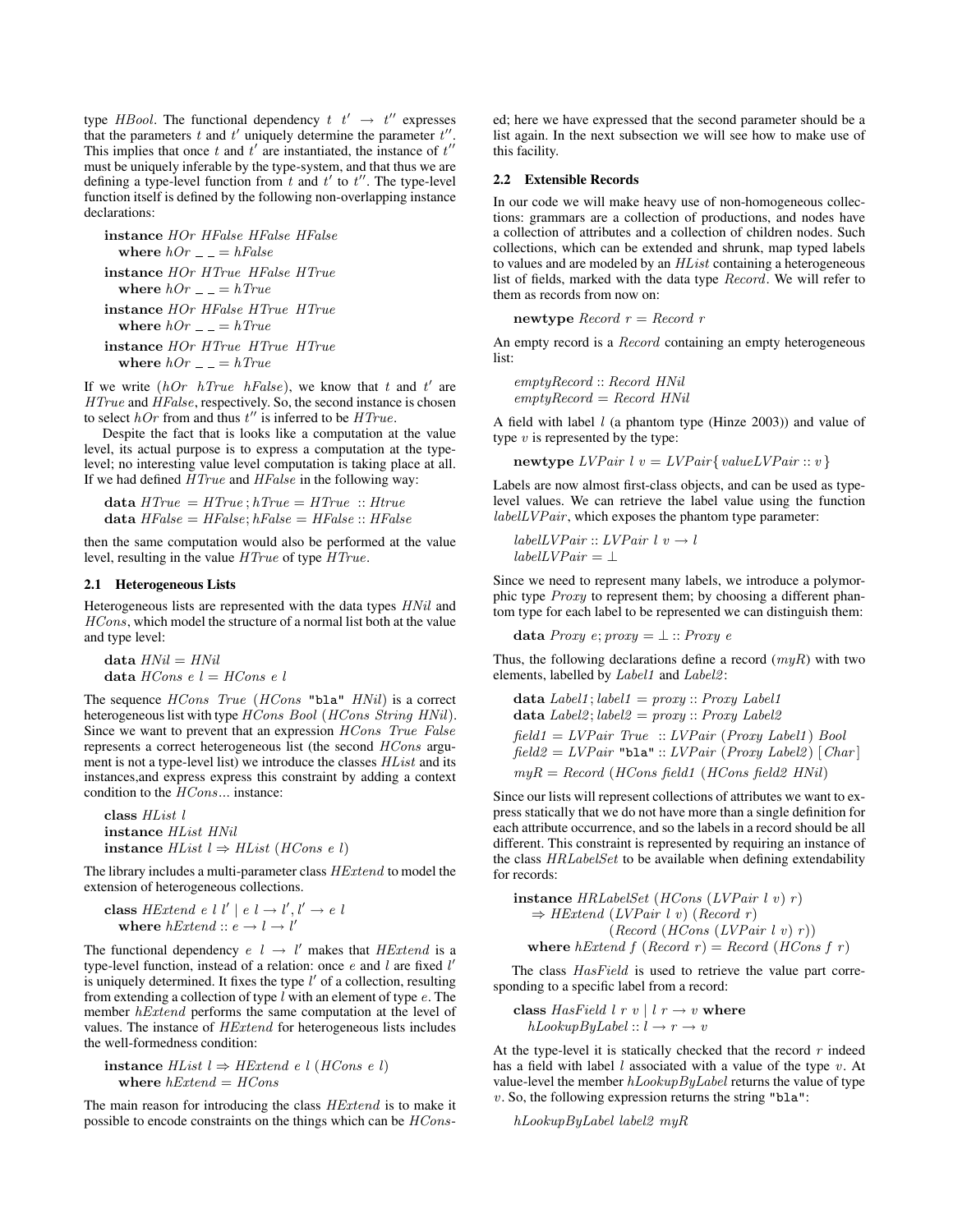type $HBool$. The functional dependency $t\ t' \rightarrow t''$ expresses that the parameters $t$ and $t'$ uniquely determine the parameter $t''$. This implies that once $t$ and $t'$ are instantiated, the instance of $t''$ must be uniquely inferable by the type-system, and that thus we are defining a type-level function from $t$ and $t'$ to $t''$. The type-level function itself is defined by the following non-overlapping instance declarations:

```
instance HOr HFalse HFalse HFalse
  where hOr _ _ = hFalse
instance HOr HTrue HFalse HTrue
  where hOr _ _ = hTrue
instance HOr HFalse HTrue HTrue
  where hOr _ _ = hTrue
instance HOr HTrue HTrue HTrue
  where hOr _ _ = hTrue
```

If we write $(hOr\ \ hTrue\ \ hFalse)$, we know that $t$ and $t'$ are $HTrue$ and $HFalse$, respectively. So, the second instance is chosen to select $hOr$ from and thus $t''$ is inferred to be $HTrue$.

Despite the fact that is looks like a computation at the value level, its actual purpose is to express a computation at the type-level; no interesting value level computation is taking place at all. If we had defined $HTrue$ and $HFalse$ in the following way:

```
data HTrue  = HTrue ; hTrue  = HTrue  :: Htrue
data HFalse = HFalse; hFalse = HFalse :: HFalse
```

then the same computation would also be performed at the value level, resulting in the value $HTrue$ of type $HTrue$.

### 2.1 Heterogeneous Lists

Heterogeneous lists are represented with the data types $HNil$ and $HCons$, which model the structure of a normal list both at the value and type level:

```
data HNil = HNil
data HCons e l = HCons e l
```

The sequence $HCons\ \ True\ (HCons$ "bla" $HNil)$ is a correct heterogeneous list with type $HCons\ Bool\ (HCons\ String\ HNil)$. Since we want to prevent that an expression $HCons\ \ True\ \ False$ represents a correct heterogeneous list (the second $HCons$ argument is not a type-level list) we introduce the classes $HList$ and its instances,and express express this constraint by adding a context condition to the $HCons...$ instance:

```
class HList l
instance HList HNil
instance HList l ⇒ HList (HCons e l)
```

The library includes a multi-parameter class $HExtend$ to model the extension of heterogeneous collections.

```
class HExtend e l l' | e l → l', l' → e l
  where hExtend :: e → l → l'
```

The functional dependency $e\ \ l \rightarrow l'$ makes that $HExtend$ is a type-level function, instead of a relation: once $e$ and $l$ are fixed $l'$ is uniquely determined. It fixes the type $l'$ of a collection, resulting from extending a collection of type $l$ with an element of type $e$. The member $hExtend$ performs the same computation at the level of values. The instance of $HExtend$ for heterogeneous lists includes the well-formedness condition:

```
instance HList l ⇒ HExtend e l (HCons e l)
  where hExtend = HCons
```

The main reason for introducing the class $HExtend$ is to make it possible to encode constraints on the things which can be $HCons$-ed; here we have expressed that the second parameter should be a list again. In the next subsection we will see how to make use of this facility.

### 2.2 Extensible Records

In our code we will make heavy use of non-homogeneous collections: grammars are a collection of productions, and nodes have a collection of attributes and a collection of children nodes. Such collections, which can be extended and shrunk, map typed labels to values and are modeled by an $HList$ containing a heterogeneous list of fields, marked with the data type $Record$. We will refer to them as records from now on:

```
newtype Record r = Record r
```

An empty record is a $Record$ containing an empty heterogeneous list:

```
emptyRecord :: Record HNil
emptyRecord = Record HNil
```

A field with label $l$ (a phantom type (Hinze 2003)) and value of type $v$ is represented by the type:

```
newtype LVPair l v = LVPair{ valueLVPair :: v }
```

Labels are now almost first-class objects, and can be used as type-level values. We can retrieve the label value using the function $labelLVPair$, which exposes the phantom type parameter:

```
labelLVPair :: LVPair l v → l
labelLVPair = ⊥
```

Since we need to represent many labels, we introduce a polymorphic type $Proxy$ to represent them; by choosing a different phantom type for each label to be represented we can distinguish them:

```
data Proxy e; proxy = ⊥ :: Proxy e
```

Thus, the following declarations define a record ($myR$) with two elements, labelled by $Label1$ and $Label2$:

```
data Label1; label1 = proxy :: Proxy Label1
data Label2; label2 = proxy :: Proxy Label2
field1 = LVPair True  :: LVPair (Proxy Label1) Bool
field2 = LVPair "bla" :: LVPair (Proxy Label2) [Char]
myR = Record (HCons field1 (HCons field2 HNil)
```

Since our lists will represent collections of attributes we want to express statically that we do not have more than a single definition for each attribute occurrence, and so the labels in a record should be all different. This constraint is represented by requiring an instance of the class $HRLabelSet$ to be available when defining extendability for records:

```
instance HRLabelSet (HCons (LVPair l v) r)
    ⇒ HExtend (LVPair l v) (Record r)
              (Record (HCons (LVPair l v) r))
  where hExtend f (Record r) = Record (HCons f r)
```

The class $HasField$ is used to retrieve the value part corresponding to a specific label from a record:

```
class HasField l r v | l r → v where
  hLookupByLabel :: l → r → v
```

At the type-level it is statically checked that the record $r$ indeed has a field with label $l$ associated with a value of the type $v$. At value-level the member $hLookupByLabel$ returns the value of type $v$. So, the following expression returns the string "bla":

```
hLookupByLabel label2 myR
```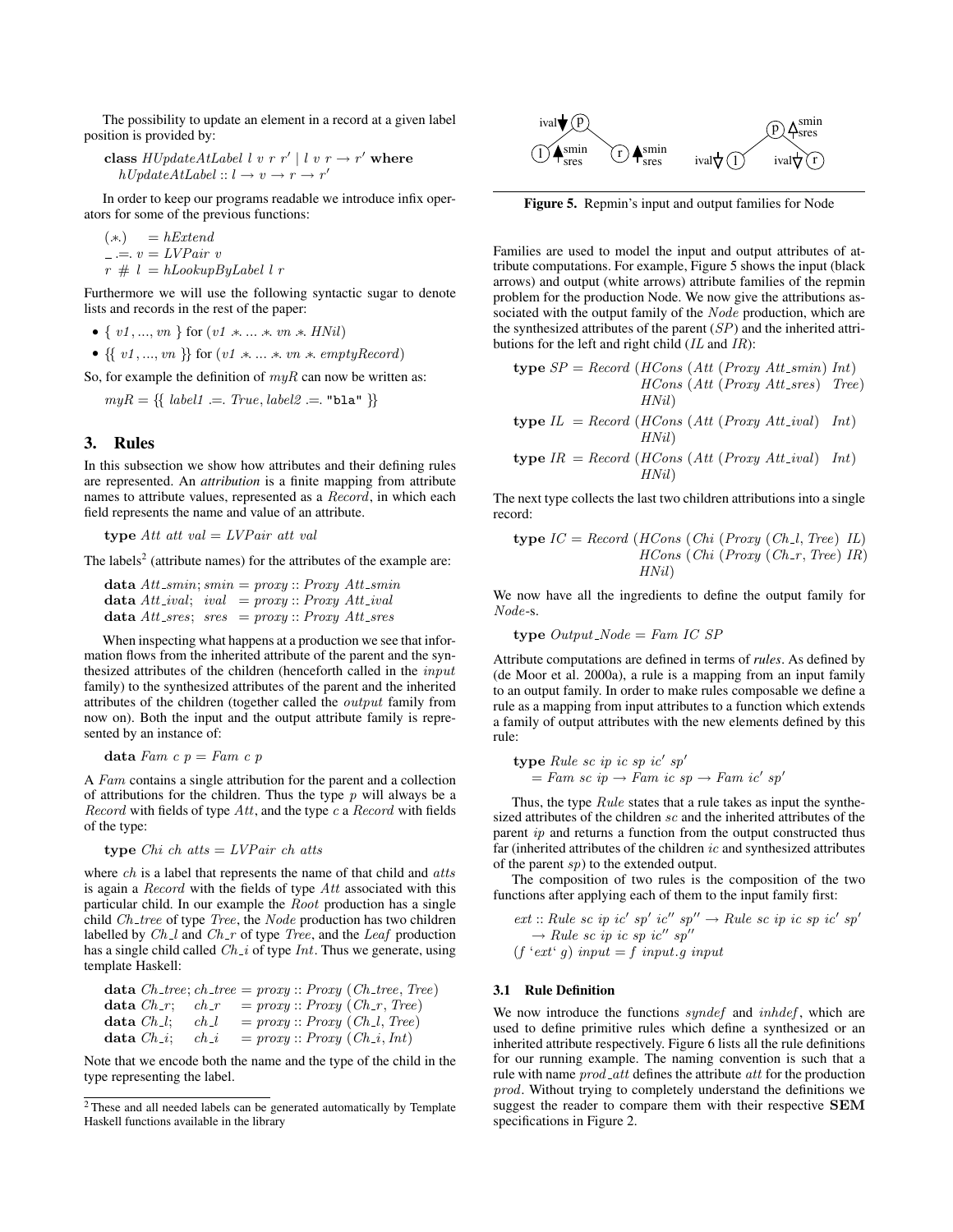The possibility to update an element in a record at a given label position is provided by:

$$\textbf{class } \mathit{HUpdateAtLabel}\ l\ v\ r\ r' \mid l\ v\ r \rightarrow r' \textbf{ where}$$
$$\quad \mathit{hUpdateAtLabel} :: l \rightarrow v \rightarrow r \rightarrow r'$$

In order to keep our programs readable we introduce infix operators for some of the previous functions:

$$(.*.) \quad = \mathit{hExtend}$$
$$\_ .=. \ v = \mathit{LVPair}\ v$$
$$r\ \#\ l = \mathit{hLookupByLabel}\ l\ r$$

Furthermore we will use the following syntactic sugar to denote lists and records in the rest of the paper:

- $\{\ v1, ..., vn\ \}$ for $(v1\ .*.\ ...\ .*.\ vn\ .*.\ \mathit{HNil})$
- $\{\{\ v1, ..., vn\ \}\}$ for $(v1\ .*.\ ...\ .*.\ vn\ .*.\ \mathit{emptyRecord})$

So, for example the definition of $myR$ can now be written as:

$$myR = \{\{\ label1\ .=.\ True, label2\ .=.\ \texttt{"bla"}\ \}\}$$

## 3. Rules

In this subsection we show how attributes and their defining rules are represented. An *attribution* is a finite mapping from attribute names to attribute values, represented as a *Record*, in which each field represents the name and value of an attribute.

$$\textbf{type } \mathit{Att}\ att\ val = \mathit{LVPair}\ att\ val$$

The labels[2] (attribute names) for the attributes of the example are:

$$\textbf{data } \mathit{Att\_smin}; \mathit{smin} = \mathit{proxy} :: \mathit{Proxy}\ \mathit{Att\_smin}$$
$$\textbf{data } \mathit{Att\_ival}; \ \ \mathit{ival} \ = \mathit{proxy} :: \mathit{Proxy}\ \mathit{Att\_ival}$$
$$\textbf{data } \mathit{Att\_sres}; \ \ \mathit{sres} \ = \mathit{proxy} :: \mathit{Proxy}\ \mathit{Att\_sres}$$

When inspecting what happens at a production we see that information flows from the inherited attribute of the parent and the synthesized attributes of the children (henceforth called in the *input* family) to the synthesized attributes of the parent and the inherited attributes of the children (together called the *output* family from now on). Both the input and the output attribute family is represented by an instance of:

$$\textbf{data } \mathit{Fam}\ c\ p = \mathit{Fam}\ c\ p$$

A *Fam* contains a single attribution for the parent and a collection of attributions for the children. Thus the type $p$ will always be a *Record* with fields of type *Att*, and the type $c$ a *Record* with fields of the type:

$$\textbf{type } \mathit{Chi}\ ch\ atts = \mathit{LVPair}\ ch\ atts$$

where $ch$ is a label that represents the name of that child and $atts$ is again a *Record* with the fields of type *Att* associated with this particular child. In our example the *Root* production has a single child *Ch_tree* of type *Tree*, the *Node* production has two children labelled by *Ch_l* and *Ch_r* of type *Tree*, and the *Leaf* production has a single child called *Ch_i* of type *Int*. Thus we generate, using template Haskell:

$$\textbf{data } \mathit{Ch\_tree}; \mathit{ch\_tree} = \mathit{proxy} :: \mathit{Proxy}\ (\mathit{Ch\_tree}, \mathit{Tree})$$
$$\textbf{data } \mathit{Ch\_r}; \quad \mathit{ch\_r} \quad = \mathit{proxy} :: \mathit{Proxy}\ (\mathit{Ch\_r}, \mathit{Tree})$$
$$\textbf{data } \mathit{Ch\_l}; \quad \mathit{ch\_l} \quad = \mathit{proxy} :: \mathit{Proxy}\ (\mathit{Ch\_l}, \mathit{Tree})$$
$$\textbf{data } \mathit{Ch\_i}; \quad \mathit{ch\_i} \quad = \mathit{proxy} :: \mathit{Proxy}\ (\mathit{Ch\_i}, \mathit{Int})$$

Note that we encode both the name and the type of the child in the type representing the label.

[2] These and all needed labels can be generated automatically by Template Haskell functions available in the library

**Figure 5.** Repmin's input and output families for Node

Families are used to model the input and output attributes of attribute computations. For example, Figure 5 shows the input (black arrows) and output (white arrows) attribute families of the repmin problem for the production Node. We now give the attributions associated with the output family of the *Node* production, which are the synthesized attributes of the parent (*SP*) and the inherited attributions for the left and right child (*IL* and *IR*):

$$\textbf{type } \mathit{SP} = \mathit{Record}\ (\mathit{HCons}\ (\mathit{Att}\ (\mathit{Proxy}\ \mathit{Att\_smin})\ \mathit{Int})$$
$$\qquad\qquad\qquad\quad \mathit{HCons}\ (\mathit{Att}\ (\mathit{Proxy}\ \mathit{Att\_sres})\ \ \mathit{Tree})$$
$$\qquad\qquad\qquad\quad \mathit{HNil})$$
$$\textbf{type } \mathit{IL} \ = \mathit{Record}\ (\mathit{HCons}\ (\mathit{Att}\ (\mathit{Proxy}\ \mathit{Att\_ival})\ \ \mathit{Int})$$
$$\qquad\qquad\qquad\quad \mathit{HNil})$$
$$\textbf{type } \mathit{IR} \ = \mathit{Record}\ (\mathit{HCons}\ (\mathit{Att}\ (\mathit{Proxy}\ \mathit{Att\_ival})\ \ \mathit{Int})$$
$$\qquad\qquad\qquad\quad \mathit{HNil})$$

The next type collects the last two children attributions into a single record:

$$\textbf{type } \mathit{IC} = \mathit{Record}\ (\mathit{HCons}\ (\mathit{Chi}\ (\mathit{Proxy}\ (\mathit{Ch\_l}, \mathit{Tree})\ \mathit{IL})$$
$$\qquad\qquad\qquad\quad \mathit{HCons}\ (\mathit{Chi}\ (\mathit{Proxy}\ (\mathit{Ch\_r}, \mathit{Tree})\ \mathit{IR})$$
$$\qquad\qquad\qquad\quad \mathit{HNil})$$

We now have all the ingredients to define the output family for *Node*-s.

$$\textbf{type } \mathit{Output\_Node} = \mathit{Fam}\ \mathit{IC}\ \mathit{SP}$$

Attribute computations are defined in terms of ***rules***. As defined by (de Moor et al. 2000a), a rule is a mapping from an input family to an output family. In order to make rules composable we define a rule as a mapping from input attributes to a function which extends a family of output attributes with the new elements defined by this rule:

$$\textbf{type } \mathit{Rule}\ sc\ ip\ ic\ sp\ ic'\ sp'$$
$$\quad = \mathit{Fam}\ sc\ ip \rightarrow \mathit{Fam}\ ic\ sp \rightarrow \mathit{Fam}\ ic'\ sp'$$

Thus, the type *Rule* states that a rule takes as input the synthesized attributes of the children $sc$ and the inherited attributes of the parent $ip$ and returns a function from the output constructed thus far (inherited attributes of the children $ic$ and synthesized attributes of the parent $sp$) to the extended output.

The composition of two rules is the composition of the two functions after applying each of them to the input family first:

$$\mathit{ext} :: \mathit{Rule}\ sc\ ip\ ic'\ sp'\ ic''\ sp'' \rightarrow \mathit{Rule}\ sc\ ip\ ic\ sp\ ic'\ sp'$$
$$\quad \rightarrow \mathit{Rule}\ sc\ ip\ ic\ sp\ ic''\ sp''$$
$$(f\ \text{`}ext\text{`}\ g)\ input = f\ input . g\ input$$

### 3.1 Rule Definition

We now introduce the functions *syndef* and *inhdef*, which are used to define primitive rules which define a synthesized or an inherited attribute respectively. Figure 6 lists all the rule definitions for our running example. The naming convention is such that a rule with name *prod_att* defines the attribute *att* for the production *prod*. Without trying to completely understand the definitions we suggest the reader to compare them with their respective **SEM** specifications in Figure 2.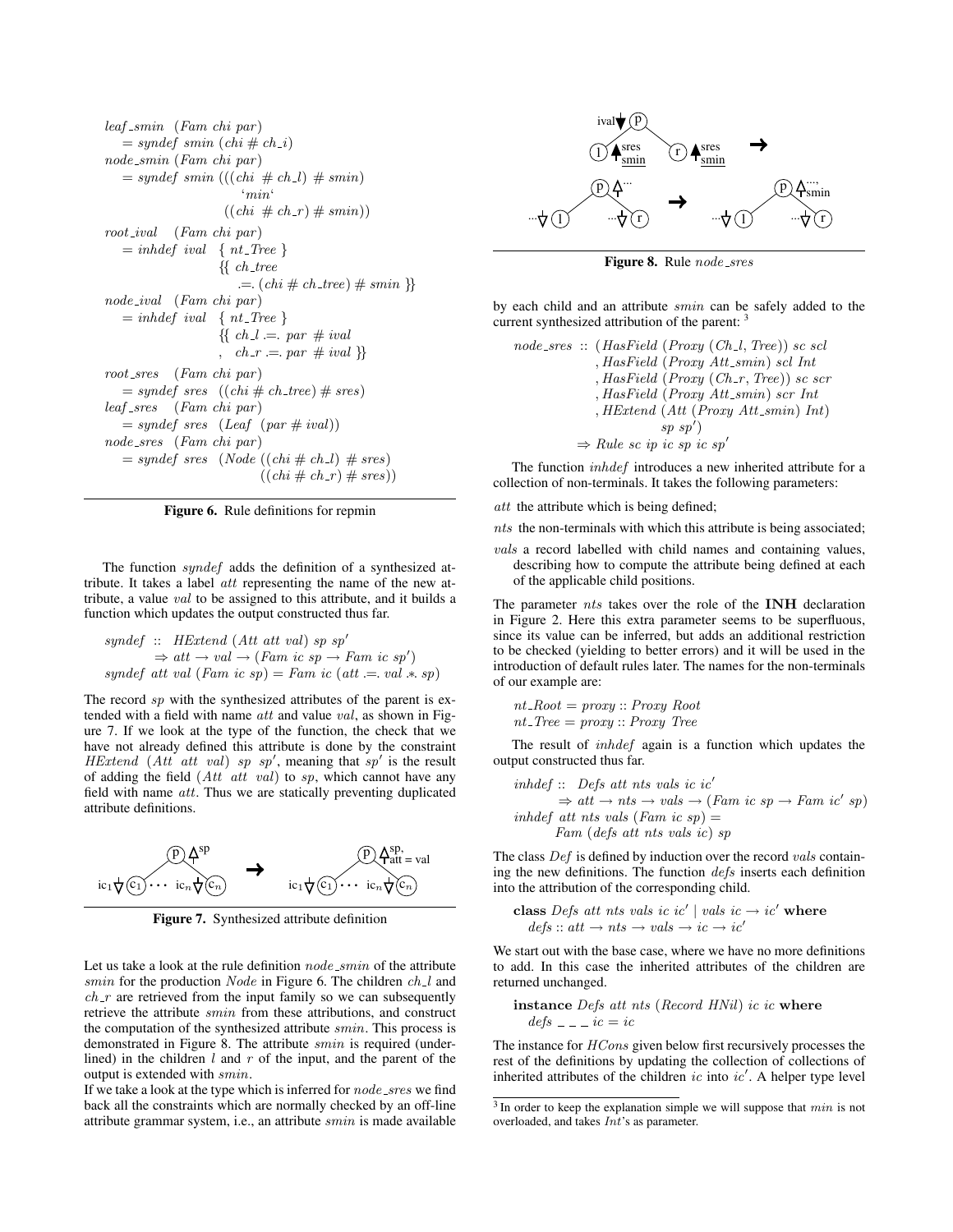```
leaf_smin  (Fam chi par)
   = syndef smin (chi # ch_i)
node_smin (Fam chi par)
   = syndef smin (((chi # ch_l) # smin)
                        `min`
                      ((chi # ch_r) # smin))
root_ival   (Fam chi par)
   = inhdef ival  { nt_Tree }
                  {{ ch_tree
                       .=. (chi # ch_tree) # smin }}
node_ival   (Fam chi par)
   = inhdef ival  { nt_Tree }
                  {{ ch_l .=. par # ival
                   , ch_r .=. par # ival }}
root_sres   (Fam chi par)
   = syndef sres  ((chi # ch_tree) # sres)
leaf_sres   (Fam chi par)
   = syndef sres  (Leaf (par # ival))
node_sres   (Fam chi par)
   = syndef sres  (Node ((chi # ch_l) # sres)
                        ((chi # ch_r) # sres))
```

**Figure 6.** Rule definitions for repmin

The function *syndef* adds the definition of a synthesized attribute. It takes a label *att* representing the name of the new attribute, a value *val* to be assigned to this attribute, and it builds a function which updates the output constructed thus far.

```
syndef :: HExtend (Att att val) sp sp'
       ⇒ att → val → (Fam ic sp → Fam ic sp')
syndef att val (Fam ic sp) = Fam ic (att .=. val .*. sp)
```

The record *sp* with the synthesized attributes of the parent is extended with a field with name *att* and value *val*, as shown in Figure 7. If we look at the type of the function, the check that we have not already defined this attribute is done by the constraint *HExtend* (*Att att val*) *sp sp'*, meaning that *sp'* is the result of adding the field (*Att att val*) to *sp*, which cannot have any field with name *att*. Thus we are statically preventing duplicated attribute definitions.

**Figure 7.** Synthesized attribute definition

Let us take a look at the rule definition *node_smin* of the attribute *smin* for the production *Node* in Figure 6. The children *ch_l* and *ch_r* are retrieved from the input family so we can subsequently retrieve the attribute *smin* from these attributions, and construct the computation of the synthesized attribute *smin*. This process is demonstrated in Figure 8. The attribute *smin* is required (underlined) in the children *l* and *r* of the input, and the parent of the output is extended with *smin*.

If we take a look at the type which is inferred for *node_sres* we find back all the constraints which are normally checked by an off-line attribute grammar system, i.e., an attribute *smin* is made available by each child and an attribute *smin* can be safely added to the current synthesized attribution of the parent: [3]

**Figure 8.** Rule *node_sres*

```
node_sres :: (HasField (Proxy (Ch_l, Tree)) sc scl
            , HasField (Proxy Att_smin) scl Int
            , HasField (Proxy (Ch_r, Tree)) sc scr
            , HasField (Proxy Att_smin) scr Int
            , HExtend (Att (Proxy Att_smin) Int)
                      sp sp')
          ⇒ Rule sc ip ic sp ic sp'
```

The function *inhdef* introduces a new inherited attribute for a collection of non-terminals. It takes the following parameters:

- *att* the attribute which is being defined;
- *nts* the non-terminals with which this attribute is being associated;
- *vals* a record labelled with child names and containing values, describing how to compute the attribute being defined at each of the applicable child positions.

The parameter *nts* takes over the role of the **INH** declaration in Figure 2. Here this extra parameter seems to be superfluous, since its value can be inferred, but adds an additional restriction to be checked (yielding to better errors) and it will be used in the introduction of default rules later. The names for the non-terminals of our example are:

```
nt_Root = proxy :: Proxy Root
nt_Tree = proxy :: Proxy Tree
```

The result of *inhdef* again is a function which updates the output constructed thus far.

```
inhdef :: Defs att nts vals ic ic'
       ⇒ att → nts → vals → (Fam ic sp → Fam ic' sp)
inhdef att nts vals (Fam ic sp) =
       Fam (defs att nts vals ic) sp
```

The class *Def* is defined by induction over the record *vals* containing the new definitions. The function *defs* inserts each definition into the attribution of the corresponding child.

```
class Defs att nts vals ic ic' | vals ic → ic' where
   defs :: att → nts → vals → ic → ic'
```

We start out with the base case, where we have no more definitions to add. In this case the inherited attributes of the children are returned unchanged.

```
instance Defs att nts (Record HNil) ic ic where
   defs _ _ _ ic = ic
```

The instance for *HCons* given below first recursively processes the rest of the definitions by updating the collection of collections of inherited attributes of the children *ic* into *ic'*. A helper type level

[3] In order to keep the explanation simple we will suppose that *min* is not overloaded, and takes *Int*'s as parameter.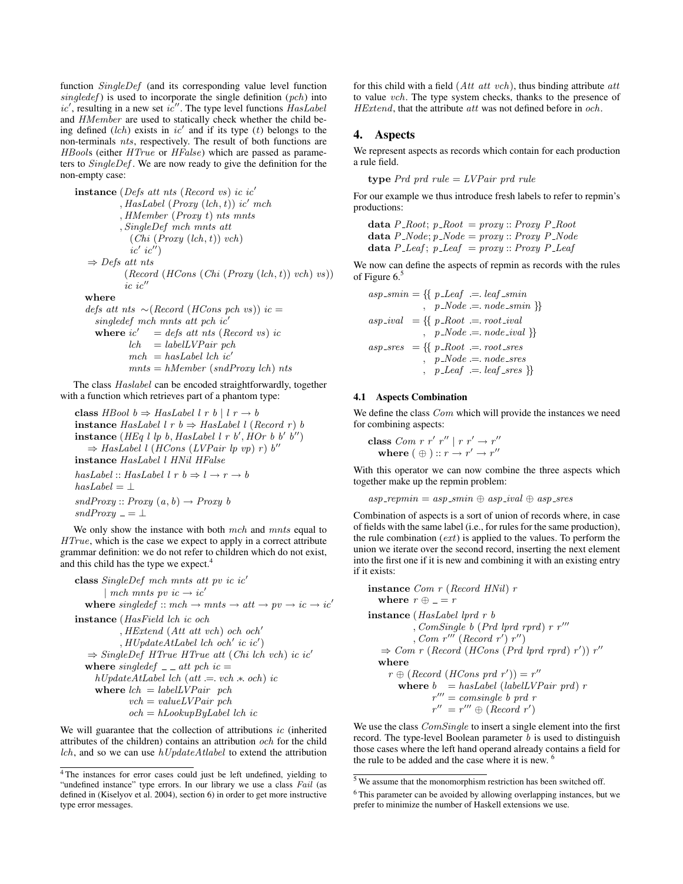function *SingleDef* (and its corresponding value level function *singledef*) is used to incorporate the single definition (*pch*) into $ic'$, resulting in a new set $ic''$. The type level functions *HasLabel* and *HMember* are used to statically check whether the child being defined (*lch*) exists in $ic'$ and if its type (*t*) belongs to the non-terminals *nts*, respectively. The result of both functions are *HBool*s (either *HTrue* or *HFalse*) which are passed as parameters to *SingleDef*. We are now ready to give the definition for the non-empty case:

```
instance (Defs att nts (Record vs) ic ic'
         , HasLabel (Proxy (lch, t)) ic' mch
         , HMember (Proxy t) nts mnts
         , SingleDef mch mnts att
             (Chi (Proxy (lch, t)) vch)
             ic' ic'')
  ⇒ Defs att nts
         (Record (HCons (Chi (Proxy (lch, t)) vch) vs))
         ic ic''
  where
  defs att nts ~(Record (HCons pch vs)) ic =
    singledef mch mnts att pch ic'
    where ic'  = defs att nts (Record vs) ic
          lch  = labelLVPair pch
          mch  = hasLabel lch ic'
          mnts = hMember (sndProxy lch) nts
```

The class *Haslabel* can be encoded straightforwardly, together with a function which retrieves part of a phantom type:

```
class HBool b ⇒ HasLabel l r b | l r → b
instance HasLabel l r b ⇒ HasLabel l (Record r) b
instance (HEq l lp b, HasLabel l r b', HOr b b' b'')
  ⇒ HasLabel l (HCons (LVPair lp vp) r) b''
instance HasLabel l HNil HFalse

hasLabel :: HasLabel l r b ⇒ l → r → b
hasLabel = ⊥

sndProxy :: Proxy (a, b) → Proxy b
sndProxy _ = ⊥
```

We only show the instance with both *mch* and *mnts* equal to *HTrue*, which is the case we expect to apply in a correct attribute grammar definition: we do not refer to children which do not exist, and this child has the type we expect.[4]

```
class SingleDef mch mnts att pv ic ic'
      | mch mnts pv ic → ic'
  where singledef :: mch → mnts → att → pv → ic → ic'
instance (HasField lch ic och
         , HExtend (Att att vch) och och'
         , HUpdateAtLabel lch och' ic ic')
  ⇒ SingleDef HTrue HTrue att (Chi lch vch) ic ic'
  where singledef _ _ att pch ic =
    hUpdateAtLabel lch (att .=. vch .*. och) ic
    where lch = labelLVPair pch
          vch = valueLVPair pch
          och = hLookupByLabel lch ic
```

We will guarantee that the collection of attributions *ic* (inherited attributes of the children) contains an attribution *och* for the child *lch*, and so we can use *hUpdateAtlabel* to extend the attribution for this child with a field (*Att att vch*), thus binding attribute *att* to value *vch*. The type system checks, thanks to the presence of *HExtend*, that the attribute *att* was not defined before in *och*.

## 4. Aspects

We represent aspects as records which contain for each production a rule field.

```
type Prd prd rule = LVPair prd rule
```

For our example we thus introduce fresh labels to refer to repmin's productions:

```
data P_Root; p_Root = proxy :: Proxy P_Root
data P_Node; p_Node = proxy :: Proxy P_Node
data P_Leaf; p_Leaf = proxy :: Proxy P_Leaf
```

We now can define the aspects of repmin as records with the rules of Figure 6.[5]

```
asp_smin = {{ p_Leaf .=. leaf_smin
            , p_Node .=. node_smin }}
asp_ival = {{ p_Root .=. root_ival
            , p_Node .=. node_ival }}
asp_sres = {{ p_Root .=. root_sres
            , p_Node .=. node_sres
            , p_Leaf .=. leaf_sres }}
```

### 4.1 Aspects Combination

We define the class *Com* which will provide the instances we need for combining aspects:

```
class Com r r' r'' | r r' → r''
  where (⊕) :: r → r' → r''
```

With this operator we can now combine the three aspects which together make up the repmin problem:

```
asp_repmin = asp_smin ⊕ asp_ival ⊕ asp_sres
```

Combination of aspects is a sort of union of records where, in case of fields with the same label (i.e., for rules for the same production), the rule combination (*ext*) is applied to the values. To perform the union we iterate over the second record, inserting the next element into the first one if it is new and combining it with an existing entry if it exists:

```
instance Com r (Record HNil) r
  where r ⊕ _ = r
instance (HasLabel lprd r b
         , ComSingle b (Prd lprd rprd) r r'''
         , Com r''' (Record r') r'')
  ⇒ Com r (Record (HCons (Prd lprd rprd) r')) r''
  where
    r ⊕ (Record (HCons prd r')) = r''
      where b    = hasLabel (labelLVPair prd) r
            r''' = comsingle b prd r
            r''  = r''' ⊕ (Record r')
```

We use the class *ComSingle* to insert a single element into the first record. The type-level Boolean parameter *b* is used to distinguish those cases where the left hand operand already contains a field for the rule to be added and the case where it is new.[6]

---

[4] The instances for error cases could just be left undefined, yielding to "undefined instance" type errors. In our library we use a class *Fail* (as defined in (Kiselyov et al. 2004), section 6) in order to get more instructive type error messages.

[5] We assume that the monomorphism restriction has been switched off.

[6] This parameter can be avoided by allowing overlapping instances, but we prefer to minimize the number of Haskell extensions we use.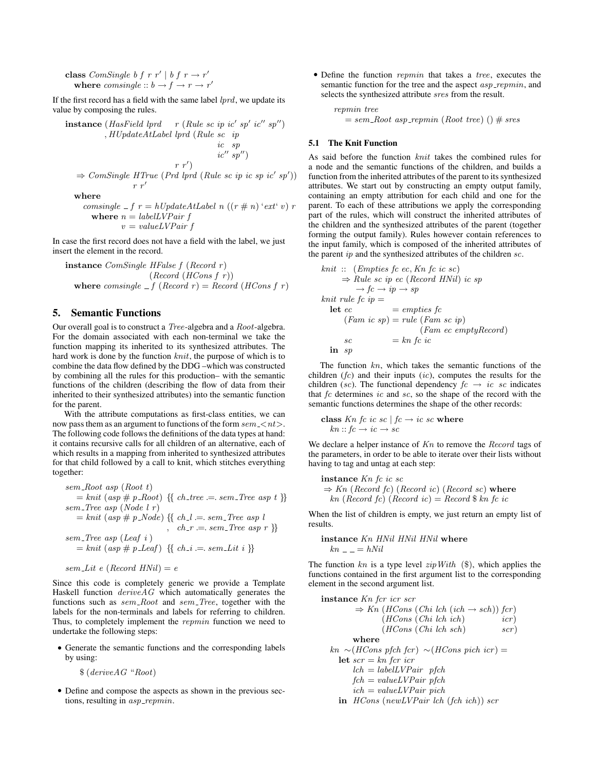```
class ComSingle b f r r' | b f r → r'
  where comsingle :: b → f → r → r'
```

If the first record has a field with the same label *lprd*, we update its value by composing the rules.

```
instance (HasField lprd   r (Rule sc ip ic' sp' ic'' sp'')
         , HUpdateAtLabel lprd (Rule sc  ip
                                        ic   sp
                                        ic'' sp'')
                           r r')
  ⇒ ComSingle HTrue (Prd lprd (Rule sc ip ic sp ic' sp'))
                 r r'
  where
    comsingle _ f r = hUpdateAtLabel n ((r # n) `ext` v) r
      where n = labelLVPair f
            v = valueLVPair f
```

In case the first record does not have a field with the label, we just insert the element in the record.

```
instance ComSingle HFalse f (Record r)
                          (Record (HCons f r))
  where comsingle _ f (Record r) = Record (HCons f r)
```

## 5. Semantic Functions

Our overall goal is to construct a *Tree*-algebra and a *Root*-algebra. For the domain associated with each non-terminal we take the function mapping its inherited to its synthesized attributes. The hard work is done by the function *knit*, the purpose of which is to combine the data flow defined by the DDG –which was constructed by combining all the rules for this production– with the semantic functions of the children (describing the flow of data from their inherited to their synthesized attributes) into the semantic function for the parent.

With the attribute computations as first-class entities, we can now pass them as an argument to functions of the form *sem_<nt>*. The following code follows the definitions of the data types at hand: it contains recursive calls for all children of an alternative, each of which results in a mapping from inherited to synthesized attributes for that child followed by a call to knit, which stitches everything together:

```
sem_Root asp (Root t)
  = knit (asp # p_Root) {{ ch_tree .=. sem_Tree asp t }}
sem_Tree asp (Node l r)
  = knit (asp # p_Node) {{ ch_l .=. sem_Tree asp l
                         , ch_r .=. sem_Tree asp r }}
sem_Tree asp (Leaf i )
  = knit (asp # p_Leaf) {{ ch_i .=. sem_Lit i }}

sem_Lit e (Record HNil) = e
```

Since this code is completely generic we provide a Template Haskell function *deriveAG* which automatically generates the functions such as *sem_Root* and *sem_Tree*, together with the labels for the non-terminals and labels for referring to children. Thus, to completely implement the *repmin* function we need to undertake the following steps:

- Generate the semantic functions and the corresponding labels by using:

  ```
  $ (deriveAG "Root)
  ```

- Define and compose the aspects as shown in the previous sections, resulting in *asp_repmin*.
- Define the function *repmin* that takes a *tree*, executes the semantic function for the tree and the aspect *asp_repmin*, and selects the synthesized attribute *sres* from the result.

  ```
  repmin tree
    = sem_Root asp_repmin (Root tree) () # sres
  ```

### 5.1 The Knit Function

As said before the function *knit* takes the combined rules for a node and the semantic functions of the children, and builds a function from the inherited attributes of the parent to its synthesized attributes. We start out by constructing an empty output family, containing an empty attribution for each child and one for the parent. To each of these attributions we apply the corresponding part of the rules, which will construct the inherited attributes of the children and the synthesized attributes of the parent (together forming the output family). Rules however contain references to the input family, which is composed of the inherited attributes of the parent *ip* and the synthesized attributes of the children *sc*.

```
knit :: (Empties fc ec, Kn fc ic sc)
     ⇒ Rule sc ip ec (Record HNil) ic sp
        → fc → ip → sp
knit rule fc ip =
  let ec          = empties fc
      (Fam ic sp) = rule (Fam sc ip)
                         (Fam ec emptyRecord)
      sc          = kn fc ic
  in sp
```

The function *kn*, which takes the semantic functions of the children (*fc*) and their inputs (*ic*), computes the results for the children (*sc*). The functional dependency $fc \rightarrow ic\ sc$ indicates that *fc* determines *ic* and *sc*, so the shape of the record with the semantic functions determines the shape of the other records:

```
class Kn fc ic sc | fc → ic sc where
  kn :: fc → ic → sc
```

We declare a helper instance of *Kn* to remove the *Record* tags of the parameters, in order to be able to iterate over their lists without having to tag and untag at each step:

```
instance Kn fc ic sc
 ⇒ Kn (Record fc) (Record ic) (Record sc) where
   kn (Record fc) (Record ic) = Record $ kn fc ic
```

When the list of children is empty, we just return an empty list of results.

```
instance Kn HNil HNil HNil where
  kn _ _ = hNil
```

The function *kn* is a type level *zipWith* ($), which applies the functions contained in the first argument list to the corresponding element in the second argument list.

```
instance Kn fcr icr scr
         ⇒ Kn (HCons (Chi lch (ich → sch)) fcr)
              (HCons (Chi lch ich)         icr)
              (HCons (Chi lch sch)         scr)
         where
  kn ~(HCons pfch fcr) ~(HCons pich icr) =
    let scr = kn fcr icr
        lch = labelLVPair pfch
        fch = valueLVPair pfch
        ich = valueLVPair pich
    in HCons (newLVPair lch (fch ich)) scr
```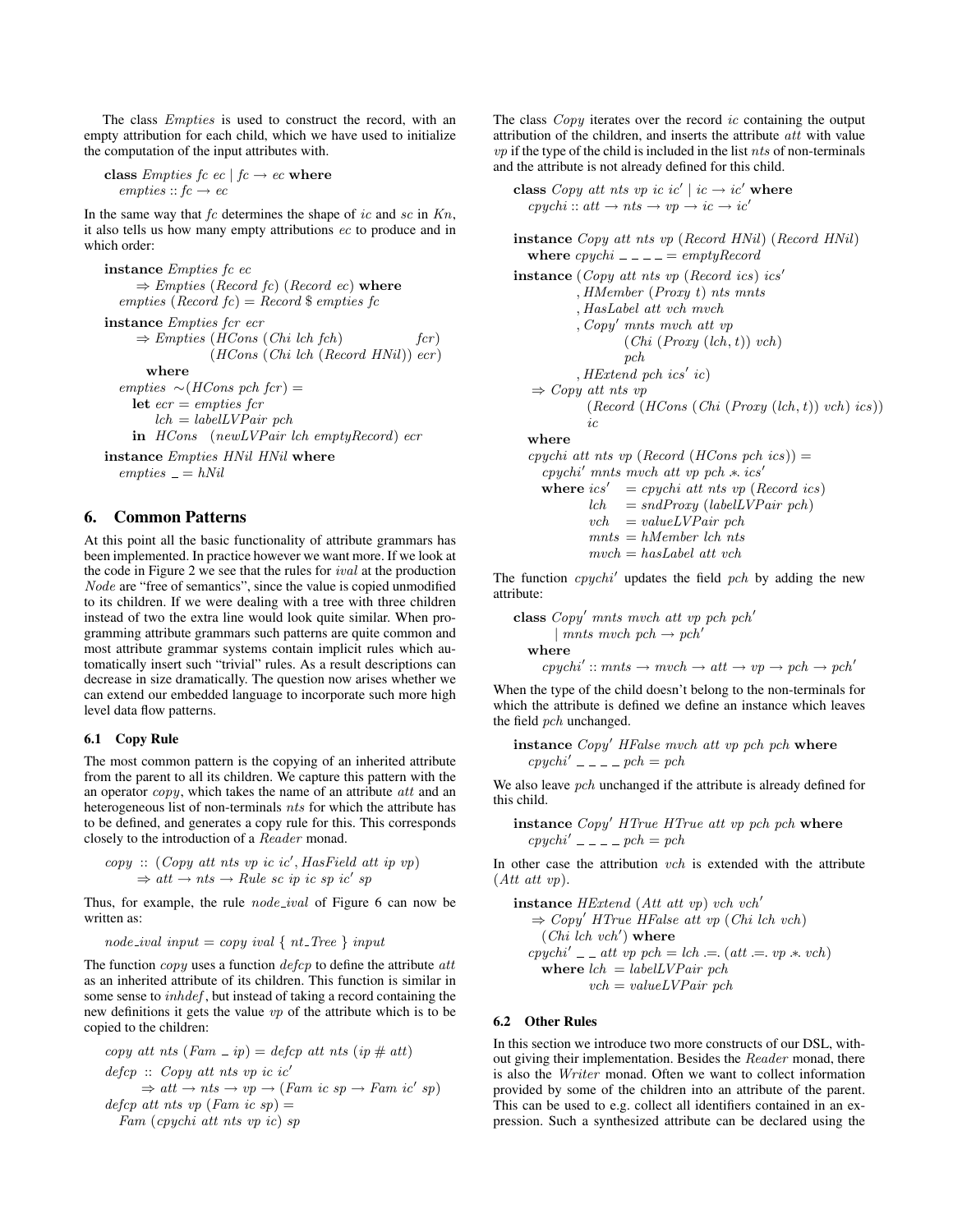The class *Empties* is used to construct the record, with an empty attribution for each child, which we have used to initialize the computation of the input attributes with.

```
class Empties fc ec | fc → ec where
  empties :: fc → ec
```

In the same way that *fc* determines the shape of *ic* and *sc* in *Kn*, it also tells us how many empty attributions *ec* to produce and in which order:

```
instance Empties fc ec
    ⇒ Empties (Record fc) (Record ec) where
  empties (Record fc) = Record $ empties fc

instance Empties fcr ecr
    ⇒ Empties (HCons (Chi lch fch)              fcr)
               (HCons (Chi lch (Record HNil)) ecr)
    where
  empties ~(HCons pch fcr) =
    let ecr = empties fcr
        lch = labelLVPair pch
    in  HCons  (newLVPair lch emptyRecord) ecr

instance Empties HNil HNil where
  empties _ = hNil
```

## 6. Common Patterns

At this point all the basic functionality of attribute grammars has been implemented. In practice however we want more. If we look at the code in Figure 2 we see that the rules for *ival* at the production *Node* are "free of semantics", since the value is copied unmodified to its children. If we were dealing with a tree with three children instead of two the extra line would look quite similar. When programming attribute grammars such patterns are quite common and most attribute grammar systems contain implicit rules which automatically insert such "trivial" rules. As a result descriptions can decrease in size dramatically. The question now arises whether we can extend our embedded language to incorporate such more high level data flow patterns.

### 6.1 Copy Rule

The most common pattern is the copying of an inherited attribute from the parent to all its children. We capture this pattern with the an operator *copy*, which takes the name of an attribute *att* and an heterogeneous list of non-terminals *nts* for which the attribute has to be defined, and generates a copy rule for this. This corresponds closely to the introduction of a *Reader* monad.

```
copy :: (Copy att nts vp ic ic', HasField att ip vp)
     ⇒ att → nts → Rule sc ip ic sp ic' sp
```

Thus, for example, the rule *node_ival* of Figure 6 can now be written as:

```
node_ival input = copy ival { nt_Tree } input
```

The function *copy* uses a function *defcp* to define the attribute *att* as an inherited attribute of its children. This function is similar in some sense to *inhdef*, but instead of taking a record containing the new definitions it gets the value *vp* of the attribute which is to be copied to the children:

```
copy att nts (Fam _ ip) = defcp att nts (ip # att)
defcp :: Copy att nts vp ic ic'
      ⇒ att → nts → vp → (Fam ic sp → Fam ic' sp)
defcp att nts vp (Fam ic sp) =
  Fam (cpychi att nts vp ic) sp
```

The class *Copy* iterates over the record *ic* containing the output attribution of the children, and inserts the attribute *att* with value *vp* if the type of the child is included in the list *nts* of non-terminals and the attribute is not already defined for this child.

```
class Copy att nts vp ic ic' | ic → ic' where
  cpychi :: att → nts → vp → ic → ic'

instance Copy att nts vp (Record HNil) (Record HNil)
  where cpychi _ _ _ _ = emptyRecord

instance (Copy att nts vp (Record ics) ics'
         , HMember (Proxy t) nts mnts
         , HasLabel att vch mvch
         , Copy' mnts mvch att vp
                 (Chi (Proxy (lch, t)) vch)
                 pch
         , HExtend pch ics' ic)
  ⇒ Copy att nts vp
          (Record (HCons (Chi (Proxy (lch, t)) vch) ics))
          ic
  where
  cpychi att nts vp (Record (HCons pch ics)) =
    cpychi' mnts mvch att vp pch .*. ics'
    where ics'  = cpychi att nts vp (Record ics)
          lch   = sndProxy (labelLVPair pch)
          vch   = valueLVPair pch
          mnts  = hMember lch nts
          mvch  = hasLabel att vch
```

The function *cpychi'* updates the field *pch* by adding the new attribute:

```
class Copy' mnts mvch att vp pch pch'
      | mnts mvch pch → pch'
  where
    cpychi' :: mnts → mvch → att → vp → pch → pch'
```

When the type of the child doesn't belong to the non-terminals for which the attribute is defined we define an instance which leaves the field *pch* unchanged.

```
instance Copy' HFalse mvch att vp pch pch where
  cpychi' _ _ _ _ pch = pch
```

We also leave *pch* unchanged if the attribute is already defined for this child.

```
instance Copy' HTrue HTrue att vp pch pch where
  cpychi' _ _ _ _ pch = pch
```

In other case the attribution *vch* is extended with the attribute (*Att att vp*).

```
instance HExtend (Att att vp) vch vch'
  ⇒ Copy' HTrue HFalse att vp (Chi lch vch)
    (Chi lch vch') where
  cpychi' _ _ att vp pch = lch .=. (att .=. vp .*. vch)
    where lch = labelLVPair pch
          vch = valueLVPair pch
```

### 6.2 Other Rules

In this section we introduce two more constructs of our DSL, without giving their implementation. Besides the *Reader* monad, there is also the *Writer* monad. Often we want to collect information provided by some of the children into an attribute of the parent. This can be used to e.g. collect all identifiers contained in an expression. Such a synthesized attribute can be declared using the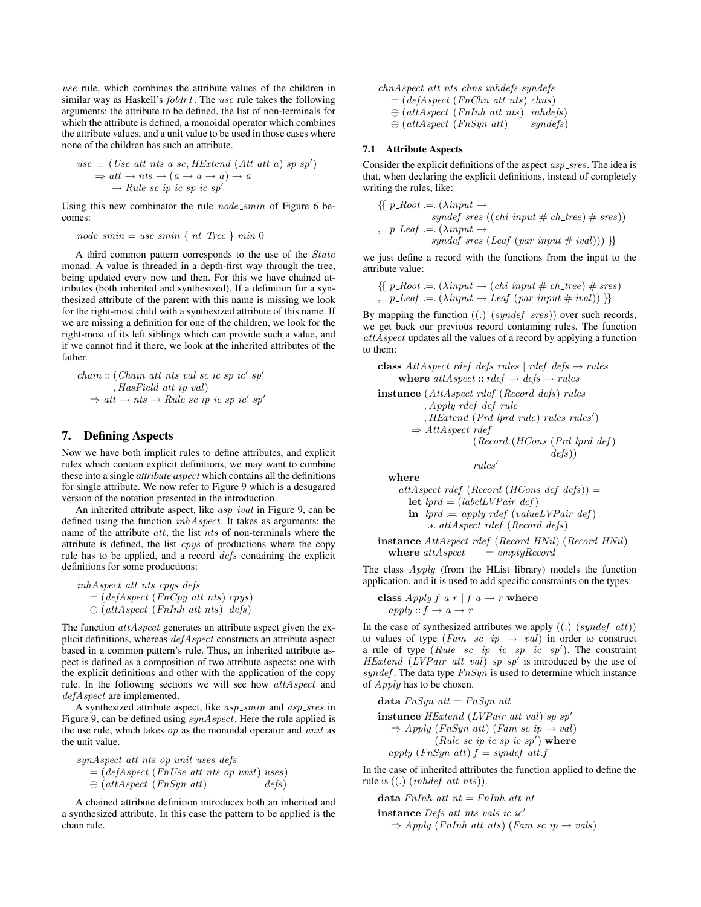$use$ rule, which combines the attribute values of the children in similar way as Haskell's $foldr1$. The $use$ rule takes the following arguments: the attribute to be defined, the list of non-terminals for which the attribute is defined, a monoidal operator which combines the attribute values, and a unit value to be used in those cases where none of the children has such an attribute.

$$
\begin{array}{l}
use :: (Use\ att\ nts\ a\ sc, HExtend\ (Att\ att\ a)\ sp\ sp') \\
\quad \Rightarrow att \rightarrow nts \rightarrow (a \rightarrow a \rightarrow a) \rightarrow a \\
\quad\quad \rightarrow Rule\ sc\ ip\ ic\ sp\ ic\ sp'
\end{array}
$$

Using this new combinator the rule $node\_smin$ of Figure 6 becomes:

$$node\_smin = use\ smin\ \{\ nt\_Tree\ \}\ min\ 0$$

A third common pattern corresponds to the use of the $State$ monad. A value is threaded in a depth-first way through the tree, being updated every now and then. For this we have chained attributes (both inherited and synthesized). If a definition for a synthesized attribute of the parent with this name is missing we look for the right-most child with a synthesized attribute of this name. If we are missing a definition for one of the children, we look for the right-most of its left siblings which can provide such a value, and if we cannot find it there, we look at the inherited attributes of the father.

$$
\begin{array}{l}
chain :: (Chain\ att\ nts\ val\ sc\ ic\ sp\ ic'\ sp' \\
\quad\quad , HasField\ att\ ip\ val) \\
\quad \Rightarrow att \rightarrow nts \rightarrow Rule\ sc\ ip\ ic\ sp\ ic'\ sp'
\end{array}
$$

## 7. Defining Aspects

Now we have both implicit rules to define attributes, and explicit rules which contain explicit definitions, we may want to combine these into a single ***attribute aspect*** which contains all the definitions for single attribute. We now refer to Figure 9 which is a desugared version of the notation presented in the introduction.

An inherited attribute aspect, like $asp\_ival$ in Figure 9, can be defined using the function $inhAspect$. It takes as arguments: the name of the attribute $att$, the list $nts$ of non-terminals where the attribute is defined, the list $cpys$ of productions where the copy rule has to be applied, and a record $defs$ containing the explicit definitions for some productions:

$$
\begin{array}{l}
inhAspect\ att\ nts\ cpys\ defs \\
\quad = (defAspect\ (FnCpy\ att\ nts)\ cpys) \\
\quad \oplus (attAspect\ (FnInh\ att\ nts)\ \ defs)
\end{array}
$$

The function $attAspect$ generates an attribute aspect given the explicit definitions, whereas $defAspect$ constructs an attribute aspect based in a common pattern's rule. Thus, an inherited attribute aspect is defined as a composition of two attribute aspects: one with the explicit definitions and other with the application of the copy rule. In the following sections we will see how $attAspect$ and $defAspect$ are implemented.

A synthesized attribute aspect, like $asp\_smin$ and $asp\_sres$ in Figure 9, can be defined using $synAspect$. Here the rule applied is the use rule, which takes $op$ as the monoidal operator and $unit$ as the unit value.

$$
\begin{array}{l}
synAspect\ att\ nts\ op\ unit\ uses\ defs \\
\quad = (defAspect\ (FnUse\ att\ nts\ op\ unit)\ uses) \\
\quad \oplus (attAspect\ (FnSyn\ att) \qquad\qquad defs)
\end{array}
$$

A chained attribute definition introduces both an inherited and a synthesized attribute. In this case the pattern to be applied is the chain rule.

$$
\begin{array}{l}
chnAspect\ att\ nts\ chns\ inhdefs\ syndefs \\
\quad = (defAspect\ (FnChn\ att\ nts)\ chns) \\
\quad \oplus (attAspect\ (FnInh\ att\ nts)\ \ inhdefs) \\
\quad \oplus (attAspect\ (FnSyn\ att) \qquad syndefs)
\end{array}
$$

### 7.1 Attribute Aspects

Consider the explicit definitions of the aspect $asp\_sres$. The idea is that, when declaring the explicit definitions, instead of completely writing the rules, like:

$$
\begin{array}{l}
\{\{\ p\_Root \mathrel{.=.} (\lambda input \rightarrow \\
\qquad\qquad syndef\ sres\ ((chi\ input\ \#\ ch\_tree)\ \#\ sres)) \\
,\ \ p\_Leaf \mathrel{.=.} (\lambda input \rightarrow \\
\qquad\qquad syndef\ sres\ (Leaf\ (par\ input\ \#\ ival)))\ \}\}
\end{array}
$$

we just define a record with the functions from the input to the attribute value:

$$
\begin{array}{l}
\{\{\ p\_Root \mathrel{.=.} (\lambda input \rightarrow (chi\ input\ \#\ ch\_tree)\ \#\ sres) \\
,\ \ p\_Leaf \mathrel{.=.} (\lambda input \rightarrow Leaf\ (par\ input\ \#\ ival))\ \}\}
\end{array}
$$

By mapping the function $((.)\ (syndef\ \ sres))$ over such records, we get back our previous record containing rules. The function $attAspect$ updates all the values of a record by applying a function to them:

$$
\begin{array}{l}
\mathbf{class}\ AttAspect\ rdef\ defs\ rules \mid rdef\ defs \rightarrow rules \\
\quad\quad \mathbf{where}\ attAspect :: rdef \rightarrow defs \rightarrow rules \\
\mathbf{instance}\ (AttAspect\ rdef\ (Record\ defs)\ rules \\
\qquad\qquad , Apply\ rdef\ def\ rule \\
\qquad\qquad , HExtend\ (Prd\ lprd\ rule)\ rules\ rules') \\
\qquad \Rightarrow AttAspect\ rdef \\
\qquad\qquad\qquad (Record\ (HCons\ (Prd\ lprd\ def) \\
\qquad\qquad\qquad\qquad\qquad defs)) \\
\qquad\qquad\qquad rules' \\
\quad \mathbf{where} \\
\qquad attAspect\ rdef\ (Record\ (HCons\ def\ defs)) = \\
\qquad\quad \mathbf{let}\ lprd = (labelLVPair\ def) \\
\qquad\quad \mathbf{in}\ \ lprd \mathrel{.=.} apply\ rdef\ (valueLVPair\ def) \\
\qquad\qquad \mathrel{.*.} attAspect\ rdef\ (Record\ defs) \\
\mathbf{instance}\ AttAspect\ rdef\ (Record\ HNil)\ (Record\ HNil) \\
\quad \mathbf{where}\ attAspect\ \_\ \_ = emptyRecord
\end{array}
$$

The class $Apply$ (from the HList library) models the function application, and it is used to add specific constraints on the types:

$$
\begin{array}{l}
\mathbf{class}\ Apply\ f\ a\ r \mid f\ a \rightarrow r\ \mathbf{where} \\
\quad apply :: f \rightarrow a \rightarrow r
\end{array}
$$

In the case of synthesized attributes we apply $((.)\ (syndef\ \ att))$ to values of type $(Fam\ \ sc\ \ ip\ \ \rightarrow\ \ val)$ in order to construct a rule of type $(Rule\ \ sc\ \ ip\ \ ic\ \ sp\ \ ic\ \ sp')$. The constraint $HExtend\ (LVPair\ att\ val)\ sp\ sp'$ is introduced by the use of $syndef$. The data type $FnSyn$ is used to determine which instance of $Apply$ has to be chosen.

$$
\begin{array}{l}
\mathbf{data}\ FnSyn\ att = FnSyn\ att \\
\mathbf{instance}\ HExtend\ (LVPair\ att\ val)\ sp\ sp' \\
\quad \Rightarrow Apply\ (FnSyn\ att)\ (Fam\ sc\ ip \rightarrow val) \\
\qquad\qquad (Rule\ sc\ ip\ ic\ sp\ ic\ sp')\ \mathbf{where} \\
\quad apply\ (FnSyn\ att)\ f = syndef\ att.f
\end{array}
$$

In the case of inherited attributes the function applied to define the rule is $((.)\ (inhdef\ att\ nts))$.

$$
\begin{array}{l}
\mathbf{data}\ FnInh\ att\ nt = FnInh\ att\ nt \\
\mathbf{instance}\ Defs\ att\ nts\ vals\ ic\ ic' \\
\quad \Rightarrow Apply\ (FnInh\ att\ nts)\ (Fam\ sc\ ip \rightarrow vals)
\end{array}
$$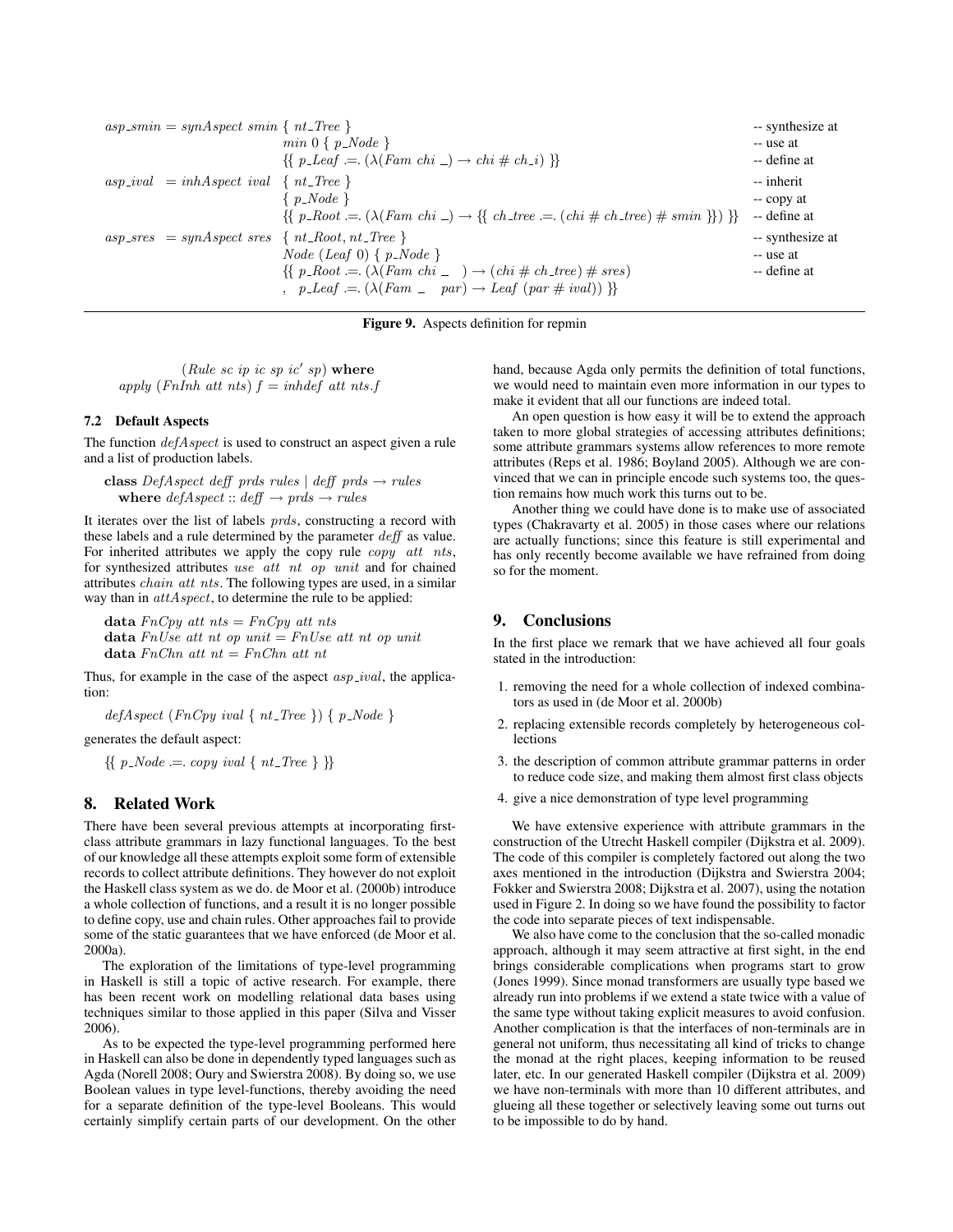```
asp_smin = synAspect smin { nt_Tree }                                          -- synthesize at
                          min 0 { p_Node }                                     -- use at
                          {{ p_Leaf .=. (λ(Fam chi _) → chi # ch_i) }}         -- define at
asp_ival  = inhAspect ival  { nt_Tree }                                        -- inherit
                          { p_Node }                                           -- copy at
                          {{ p_Root .=. (λ(Fam chi _) → {{ ch_tree .=. (chi # ch_tree) # smin }}) }}   -- define at
asp_sres  = synAspect sres  { nt_Root, nt_Tree }                               -- synthesize at
                          Node (Leaf 0) { p_Node }                             -- use at
                          {{ p_Root .=. (λ(Fam chi _ ) → (chi # ch_tree) # sres)   -- define at
                          ,  p_Leaf .=. (λ(Fam _ par) → Leaf (par # ival)) }}
```

**Figure 9.** Aspects definition for repmin

```
        (Rule sc ip ic sp ic' sp) where
  apply (FnInh att nts) f = inhdef att nts.f
```

### 7.2 Default Aspects

The function *defAspect* is used to construct an aspect given a rule and a list of production labels.

```
class DefAspect deff prds rules | deff prds → rules
   where defAspect :: deff → prds → rules
```

It iterates over the list of labels *prds*, constructing a record with these labels and a rule determined by the parameter *deff* as value. For inherited attributes we apply the copy rule *copy att nts*, for synthesized attributes *use att nt op unit* and for chained attributes *chain att nts*. The following types are used, in a similar way than in *attAspect*, to determine the rule to be applied:

```
data FnCpy att nts = FnCpy att nts
data FnUse att nt op unit = FnUse att nt op unit
data FnChn att nt = FnChn att nt
```

Thus, for example in the case of the aspect *asp_ival*, the application:

```
defAspect (FnCpy ival { nt_Tree }) { p_Node }
```

generates the default aspect:

```
{{ p_Node .=. copy ival { nt_Tree } }}
```

## 8. Related Work

There have been several previous attempts at incorporating first-class attribute grammars in lazy functional languages. To the best of our knowledge all these attempts exploit some form of extensible records to collect attribute definitions. They however do not exploit the Haskell class system as we do. de Moor et al. (2000b) introduce a whole collection of functions, and a result it is no longer possible to define copy, use and chain rules. Other approaches fail to provide some of the static guarantees that we have enforced (de Moor et al. 2000a).

The exploration of the limitations of type-level programming in Haskell is still a topic of active research. For example, there has been recent work on modelling relational data bases using techniques similar to those applied in this paper (Silva and Visser 2006).

As to be expected the type-level programming performed here in Haskell can also be done in dependently typed languages such as Agda (Norell 2008; Oury and Swierstra 2008). By doing so, we use Boolean values in type level-functions, thereby avoiding the need for a separate definition of the type-level Booleans. This would certainly simplify certain parts of our development. On the other hand, because Agda only permits the definition of total functions, we would need to maintain even more information in our types to make it evident that all our functions are indeed total.

An open question is how easy it will be to extend the approach taken to more global strategies of accessing attributes definitions; some attribute grammars systems allow references to more remote attributes (Reps et al. 1986; Boyland 2005). Although we are convinced that we can in principle encode such systems too, the question remains how much work this turns out to be.

Another thing we could have done is to make use of associated types (Chakravarty et al. 2005) in those cases where our relations are actually functions; since this feature is still experimental and has only recently become available we have refrained from doing so for the moment.

## 9. Conclusions

In the first place we remark that we have achieved all four goals stated in the introduction:

1. removing the need for a whole collection of indexed combinators as used in (de Moor et al. 2000b)
2. replacing extensible records completely by heterogeneous collections
3. the description of common attribute grammar patterns in order to reduce code size, and making them almost first class objects
4. give a nice demonstration of type level programming

We have extensive experience with attribute grammars in the construction of the Utrecht Haskell compiler (Dijkstra et al. 2009). The code of this compiler is completely factored out along the two axes mentioned in the introduction (Dijkstra and Swierstra 2004; Fokker and Swierstra 2008; Dijkstra et al. 2007), using the notation used in Figure 2. In doing so we have found the possibility to factor the code into separate pieces of text indispensable.

We also have come to the conclusion that the so-called monadic approach, although it may seem attractive at first sight, in the end brings considerable complications when programs start to grow (Jones 1999). Since monad transformers are usually type based we already run into problems if we extend a state twice with a value of the same type without taking explicit measures to avoid confusion. Another complication is that the interfaces of non-terminals are in general not uniform, thus necessitating all kind of tricks to change the monad at the right places, keeping information to be reused later, etc. In our generated Haskell compiler (Dijkstra et al. 2009) we have non-terminals with more than 10 different attributes, and glueing all these together or selectively leaving some out turns out to be impossible to do by hand.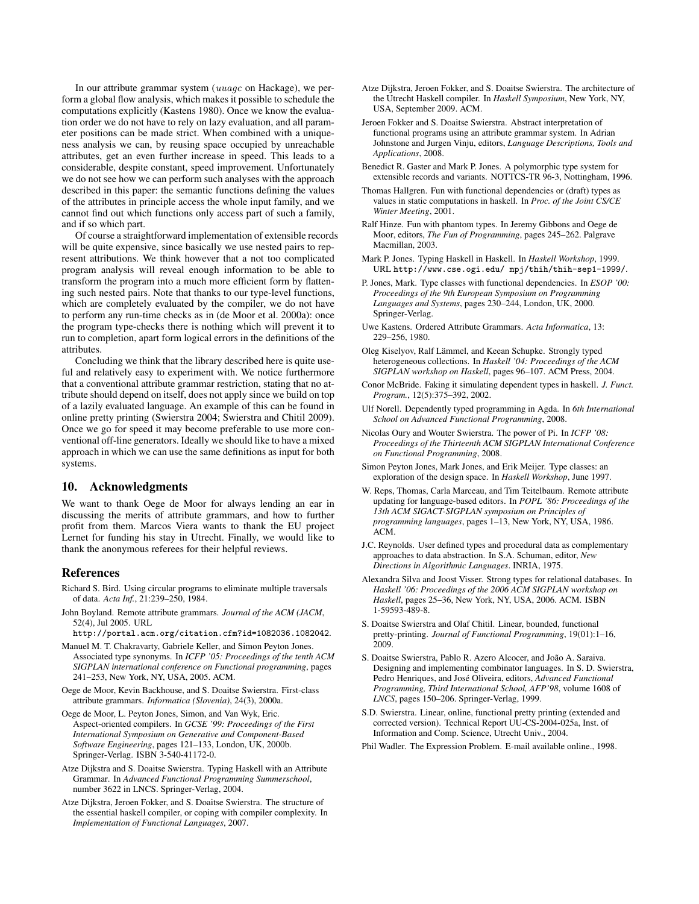In our attribute grammar system (*uuagc* on Hackage), we perform a global flow analysis, which makes it possible to schedule the computations explicitly (Kastens 1980). Once we know the evaluation order we do not have to rely on lazy evaluation, and all parameter positions can be made strict. When combined with a uniqueness analysis we can, by reusing space occupied by unreachable attributes, get an even further increase in speed. This leads to a considerable, despite constant, speed improvement. Unfortunately we do not see how we can perform such analyses with the approach described in this paper: the semantic functions defining the values of the attributes in principle access the whole input family, and we cannot find out which functions only access part of such a family, and if so which part.

Of course a straightforward implementation of extensible records will be quite expensive, since basically we use nested pairs to represent attributions. We think however that a not too complicated program analysis will reveal enough information to be able to transform the program into a much more efficient form by flattening such nested pairs. Note that thanks to our type-level functions, which are completely evaluated by the compiler, we do not have to perform any run-time checks as in (de Moor et al. 2000a): once the program type-checks there is nothing which will prevent it to run to completion, apart form logical errors in the definitions of the attributes.

Concluding we think that the library described here is quite useful and relatively easy to experiment with. We notice furthermore that a conventional attribute grammar restriction, stating that no attribute should depend on itself, does not apply since we build on top of a lazily evaluated language. An example of this can be found in online pretty printing (Swierstra 2004; Swierstra and Chitil 2009). Once we go for speed it may become preferable to use more conventional off-line generators. Ideally we should like to have a mixed approach in which we can use the same definitions as input for both systems.

## 10. Acknowledgments

We want to thank Oege de Moor for always lending an ear in discussing the merits of attribute grammars, and how to further profit from them. Marcos Viera wants to thank the EU project Lernet for funding his stay in Utrecht. Finally, we would like to thank the anonymous referees for their helpful reviews.

## References

Richard S. Bird. Using circular programs to eliminate multiple traversals of data. *Acta Inf.*, 21:239–250, 1984.

John Boyland. Remote attribute grammars. *Journal of the ACM (JACM*, 52(4), Jul 2005. URL `http://portal.acm.org/citation.cfm?id=1082036.1082042`.

Manuel M. T. Chakravarty, Gabriele Keller, and Simon Peyton Jones. Associated type synonyms. In *ICFP '05: Proceedings of the tenth ACM SIGPLAN international conference on Functional programming*, pages 241–253, New York, NY, USA, 2005. ACM.

Oege de Moor, Kevin Backhouse, and S. Doaitse Swierstra. First-class attribute grammars. *Informatica (Slovenia)*, 24(3), 2000a.

Oege de Moor, L. Peyton Jones, Simon, and Van Wyk, Eric. Aspect-oriented compilers. In *GCSE '99: Proceedings of the First International Symposium on Generative and Component-Based Software Engineering*, pages 121–133, London, UK, 2000b. Springer-Verlag. ISBN 3-540-41172-0.

Atze Dijkstra and S. Doaitse Swierstra. Typing Haskell with an Attribute Grammar. In *Advanced Functional Programming Summerschool*, number 3622 in LNCS. Springer-Verlag, 2004.

Atze Dijkstra, Jeroen Fokker, and S. Doaitse Swierstra. The structure of the essential haskell compiler, or coping with compiler complexity. In *Implementation of Functional Languages*, 2007.

Atze Dijkstra, Jeroen Fokker, and S. Doaitse Swierstra. The architecture of the Utrecht Haskell compiler. In *Haskell Symposium*, New York, NY, USA, September 2009. ACM.

Jeroen Fokker and S. Doaitse Swierstra. Abstract interpretation of functional programs using an attribute grammar system. In Adrian Johnstone and Jurgen Vinju, editors, *Language Descriptions, Tools and Applications*, 2008.

Benedict R. Gaster and Mark P. Jones. A polymorphic type system for extensible records and variants. NOTTCS-TR 96-3, Nottingham, 1996.

Thomas Hallgren. Fun with functional dependencies or (draft) types as values in static computations in haskell. In *Proc. of the Joint CS/CE Winter Meeting*, 2001.

Ralf Hinze. Fun with phantom types. In Jeremy Gibbons and Oege de Moor, editors, *The Fun of Programming*, pages 245–262. Palgrave Macmillan, 2003.

Mark P. Jones. Typing Haskell in Haskell. In *Haskell Workshop*, 1999. URL `http://www.cse.ogi.edu/ mpj/thih/thih-sep1-1999/`.

P. Jones, Mark. Type classes with functional dependencies. In *ESOP '00: Proceedings of the 9th European Symposium on Programming Languages and Systems*, pages 230–244, London, UK, 2000. Springer-Verlag.

Uwe Kastens. Ordered Attribute Grammars. *Acta Informatica*, 13: 229–256, 1980.

Oleg Kiselyov, Ralf Lämmel, and Keean Schupke. Strongly typed heterogeneous collections. In *Haskell '04: Proceedings of the ACM SIGPLAN workshop on Haskell*, pages 96–107. ACM Press, 2004.

Conor McBride. Faking it simulating dependent types in haskell. *J. Funct. Program.*, 12(5):375–392, 2002.

Ulf Norell. Dependently typed programming in Agda. In *6th International School on Advanced Functional Programming*, 2008.

Nicolas Oury and Wouter Swierstra. The power of Pi. In *ICFP '08: Proceedings of the Thirteenth ACM SIGPLAN International Conference on Functional Programming*, 2008.

Simon Peyton Jones, Mark Jones, and Erik Meijer. Type classes: an exploration of the design space. In *Haskell Workshop*, June 1997.

W. Reps, Thomas, Carla Marceau, and Tim Teitelbaum. Remote attribute updating for language-based editors. In *POPL '86: Proceedings of the 13th ACM SIGACT-SIGPLAN symposium on Principles of programming languages*, pages 1–13, New York, NY, USA, 1986. ACM.

J.C. Reynolds. User defined types and procedural data as complementary approaches to data abstraction. In S.A. Schuman, editor, *New Directions in Algorithmic Languages*. INRIA, 1975.

Alexandra Silva and Joost Visser. Strong types for relational databases. In *Haskell '06: Proceedings of the 2006 ACM SIGPLAN workshop on Haskell*, pages 25–36, New York, NY, USA, 2006. ACM. ISBN 1-59593-489-8.

S. Doaitse Swierstra and Olaf Chitil. Linear, bounded, functional pretty-printing. *Journal of Functional Programming*, 19(01):1–16, 2009.

S. Doaitse Swierstra, Pablo R. Azero Alcocer, and João A. Saraiva. Designing and implementing combinator languages. In S. D. Swierstra, Pedro Henriques, and José Oliveira, editors, *Advanced Functional Programming, Third International School, AFP'98*, volume 1608 of *LNCS*, pages 150–206. Springer-Verlag, 1999.

S.D. Swierstra. Linear, online, functional pretty printing (extended and corrected version). Technical Report UU-CS-2004-025a, Inst. of Information and Comp. Science, Utrecht Univ., 2004.

Phil Wadler. The Expression Problem. E-mail available online., 1998.